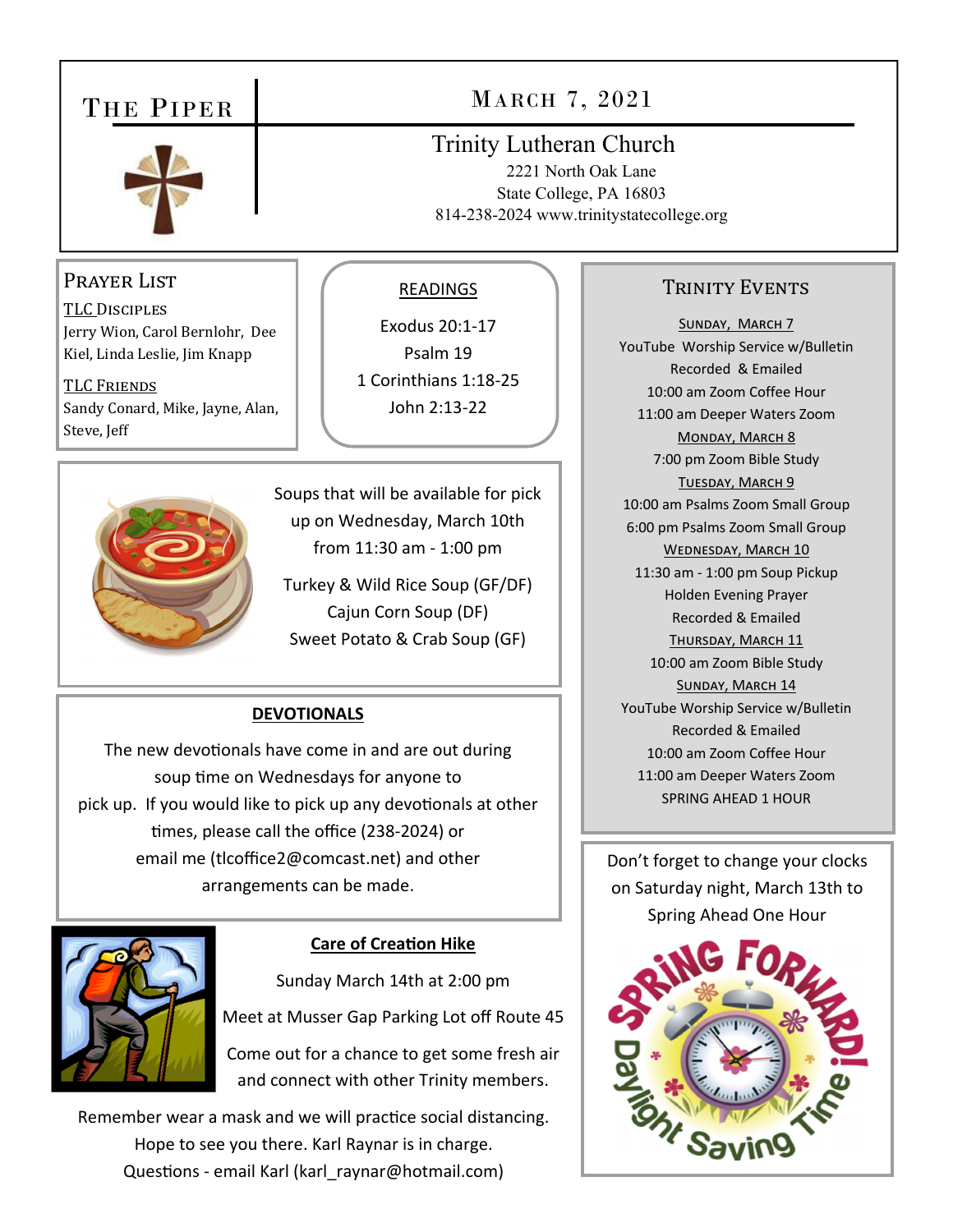# The Piper

## March 7, 2021

### Trinity Lutheran Church

2221 North Oak Lane
State College, PA 16803
814-238-2024 www.trinitystatecollege.org

## Prayer List

**TLC Disciples**
Jerry Wion, Carol Bernlohr, Dee Kiel, Linda Leslie, Jim Knapp

**TLC Friends**
Sandy Conard, Mike, Jayne, Alan, Steve, Jeff

## Readings

Exodus 20:1-17
Psalm 19
1 Corinthians 1:18-25
John 2:13-22

---

Soups that will be available for pick up on Wednesday, March 10th from 11:30 am - 1:00 pm

Turkey & Wild Rice Soup (GF/DF)
Cajun Corn Soup (DF)
Sweet Potato & Crab Soup (GF)

## Devotionals

The new devotionals have come in and are out during soup time on Wednesdays for anyone to pick up. If you would like to pick up any devotionals at other times, please call the office (238-2024) or email me (tlcoffice2@comcast.net) and other arrangements can be made.

## Care of Creation Hike

Sunday March 14th at 2:00 pm

Meet at Musser Gap Parking Lot off Route 45

Come out for a chance to get some fresh air and connect with other Trinity members.

Remember wear a mask and we will practice social distancing. Hope to see you there. Karl Raynar is in charge. Questions - email Karl (karl_raynar@hotmail.com)

## Trinity Events

**Sunday, March 7**
YouTube Worship Service w/Bulletin Recorded & Emailed
10:00 am Zoom Coffee Hour
11:00 am Deeper Waters Zoom

**Monday, March 8**
7:00 pm Zoom Bible Study

**Tuesday, March 9**
10:00 am Psalms Zoom Small Group
6:00 pm Psalms Zoom Small Group

**Wednesday, March 10**
11:30 am - 1:00 pm Soup Pickup
Holden Evening Prayer
Recorded & Emailed

**Thursday, March 11**
10:00 am Zoom Bible Study

**Sunday, March 14**
YouTube Worship Service w/Bulletin Recorded & Emailed
10:00 am Zoom Coffee Hour
11:00 am Deeper Waters Zoom
SPRING AHEAD 1 HOUR

---

Don't forget to change your clocks on Saturday night, March 13th to Spring Ahead One Hour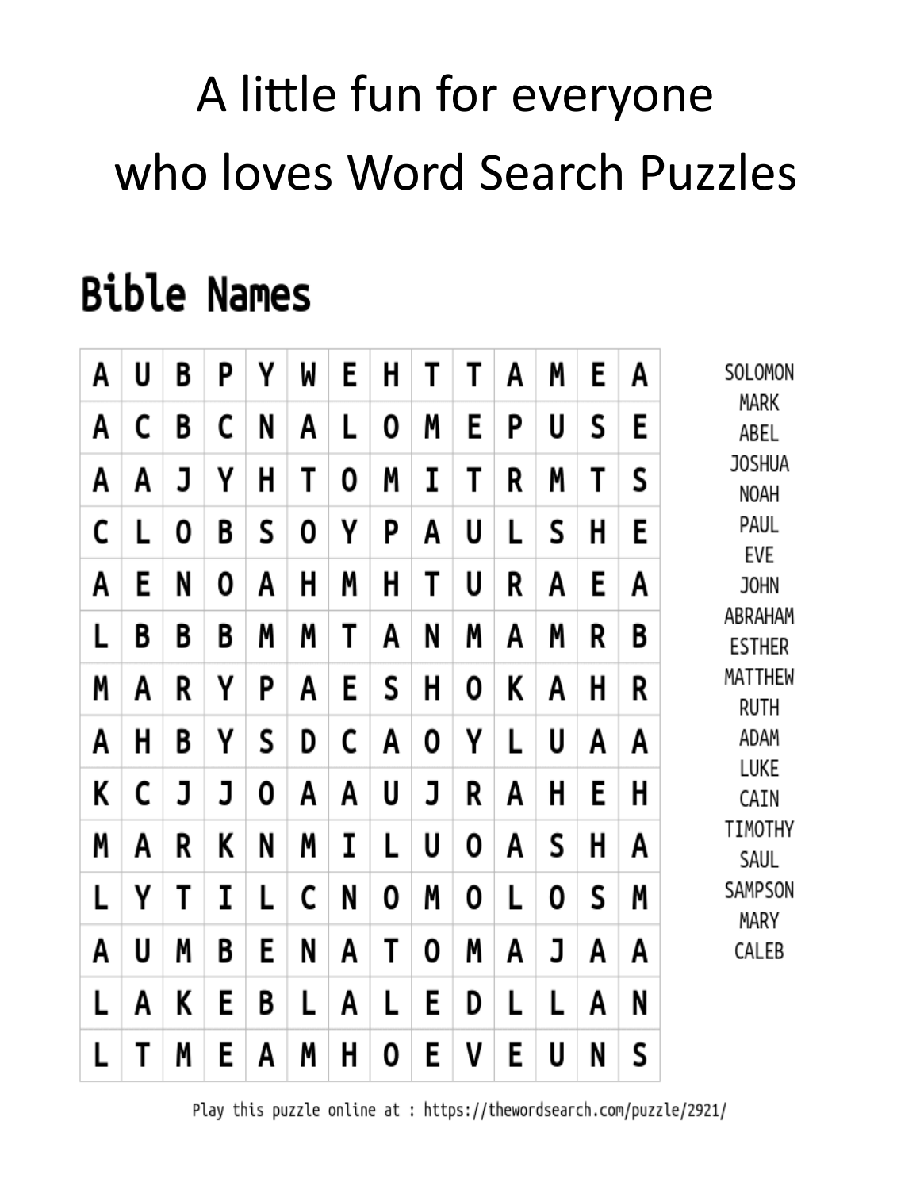# A little fun for everyone who loves Word Search Puzzles

## Bible Names

| | | | | | | | | | | | | | |
|---|---|---|---|---|---|---|---|---|---|---|---|---|---|
| A | U | B | P | Y | W | E | H | T | T | A | M | E | A |
| A | C | B | C | N | A | L | O | M | E | P | U | S | E |
| A | A | J | Y | H | T | O | M | I | T | R | M | T | S |
| C | L | O | B | S | O | Y | P | A | U | L | S | H | E |
| A | E | N | O | A | H | M | H | T | U | R | A | E | A |
| L | B | B | B | M | M | T | A | N | M | A | M | R | B |
| M | A | R | Y | P | A | E | S | H | O | K | A | H | R |
| A | H | B | Y | S | D | C | A | O | Y | L | U | A | A |
| K | C | J | J | O | A | A | U | J | R | A | H | E | H |
| M | A | R | K | N | M | I | L | U | O | A | S | H | A |
| L | Y | T | I | L | C | N | O | M | O | L | O | S | M |
| A | U | M | B | E | N | A | T | O | M | A | J | A | A |
| L | A | K | E | B | L | A | L | E | D | L | L | A | N |
| L | T | M | E | A | M | H | O | E | V | E | U | N | S |

SOLOMON
MARK
ABEL
JOSHUA
NOAH
PAUL
EVE
JOHN
ABRAHAM
ESTHER
MATTHEW
RUTH
ADAM
LUKE
CAIN
TIMOTHY
SAUL
SAMPSON
MARY
CALEB

Play this puzzle online at : https://thewordsearch.com/puzzle/2921/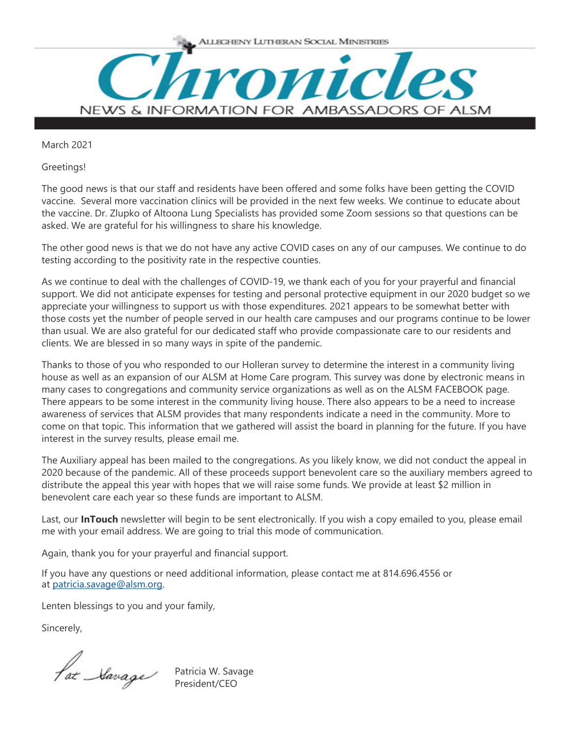ALLEGHENY LUTHERAN SOCIAL MINISTRIES

# Chronicles

NEWS & INFORMATION FOR AMBASSADORS OF ALSM

March 2021

Greetings!

The good news is that our staff and residents have been offered and some folks have been getting the COVID vaccine. Several more vaccination clinics will be provided in the next few weeks. We continue to educate about the vaccine. Dr. Zlupko of Altoona Lung Specialists has provided some Zoom sessions so that questions can be asked. We are grateful for his willingness to share his knowledge.

The other good news is that we do not have any active COVID cases on any of our campuses. We continue to do testing according to the positivity rate in the respective counties.

As we continue to deal with the challenges of COVID-19, we thank each of you for your prayerful and financial support. We did not anticipate expenses for testing and personal protective equipment in our 2020 budget so we appreciate your willingness to support us with those expenditures. 2021 appears to be somewhat better with those costs yet the number of people served in our health care campuses and our programs continue to be lower than usual. We are also grateful for our dedicated staff who provide compassionate care to our residents and clients. We are blessed in so many ways in spite of the pandemic.

Thanks to those of you who responded to our Holleran survey to determine the interest in a community living house as well as an expansion of our ALSM at Home Care program. This survey was done by electronic means in many cases to congregations and community service organizations as well as on the ALSM FACEBOOK page. There appears to be some interest in the community living house. There also appears to be a need to increase awareness of services that ALSM provides that many respondents indicate a need in the community. More to come on that topic. This information that we gathered will assist the board in planning for the future. If you have interest in the survey results, please email me.

The Auxiliary appeal has been mailed to the congregations. As you likely know, we did not conduct the appeal in 2020 because of the pandemic. All of these proceeds support benevolent care so the auxiliary members agreed to distribute the appeal this year with hopes that we will raise some funds. We provide at least $2 million in benevolent care each year so these funds are important to ALSM.

Last, our **InTouch** newsletter will begin to be sent electronically. If you wish a copy emailed to you, please email me with your email address. We are going to trial this mode of communication.

Again, thank you for your prayerful and financial support.

If you have any questions or need additional information, please contact me at 814.696.4556 or at patricia.savage@alsm.org.

Lenten blessings to you and your family,

Sincerely,

Pat Savage

Patricia W. Savage
President/CEO